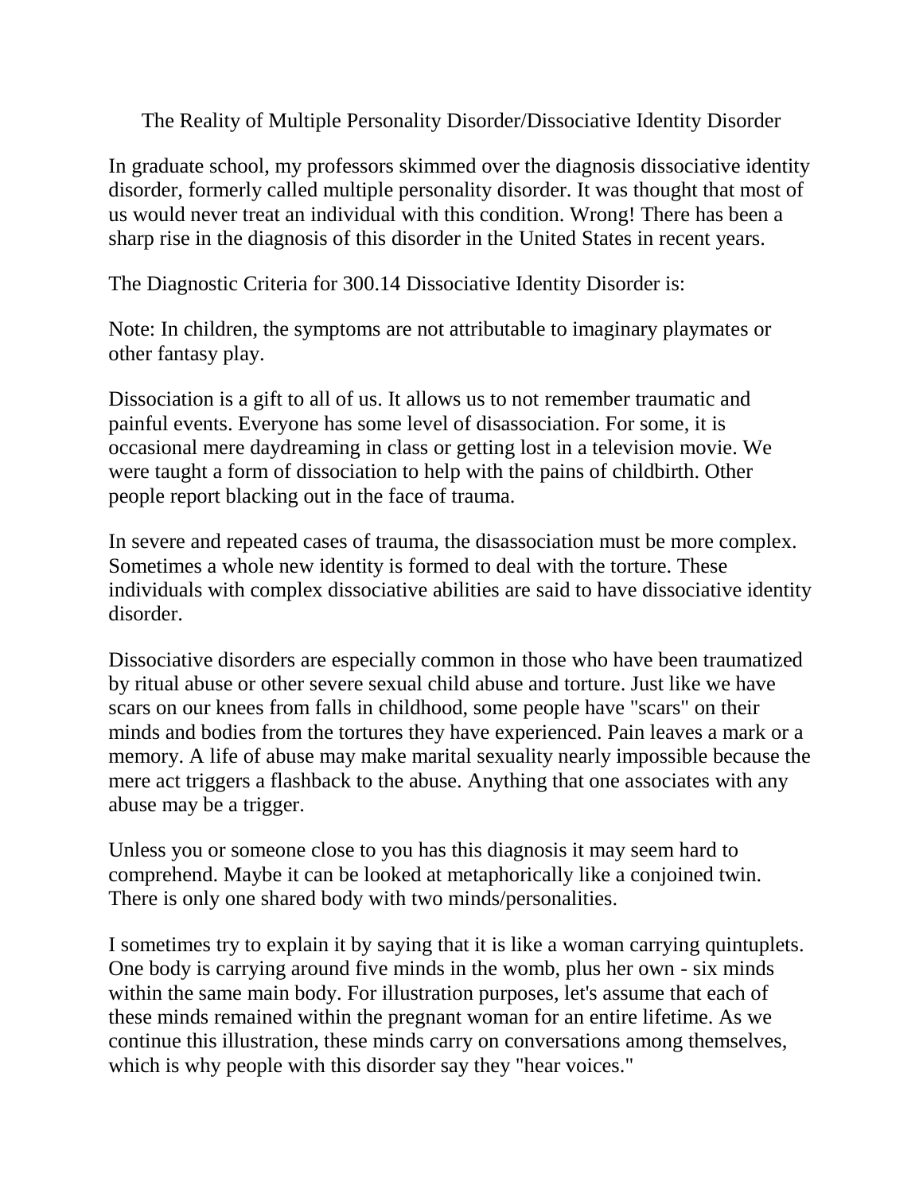# The Reality of Multiple Personality Disorder/Dissociative Identity Disorder

In graduate school, my professors skimmed over the diagnosis dissociative identity disorder, formerly called multiple personality disorder. It was thought that most of us would never treat an individual with this condition. Wrong! There has been a sharp rise in the diagnosis of this disorder in the United States in recent years.

The Diagnostic Criteria for 300.14 Dissociative Identity Disorder is:

Note: In children, the symptoms are not attributable to imaginary playmates or other fantasy play.

Dissociation is a gift to all of us. It allows us to not remember traumatic and painful events. Everyone has some level of disassociation. For some, it is occasional mere daydreaming in class or getting lost in a television movie. We were taught a form of dissociation to help with the pains of childbirth. Other people report blacking out in the face of trauma.

In severe and repeated cases of trauma, the disassociation must be more complex. Sometimes a whole new identity is formed to deal with the torture. These individuals with complex dissociative abilities are said to have dissociative identity disorder.

Dissociative disorders are especially common in those who have been traumatized by ritual abuse or other severe sexual child abuse and torture. Just like we have scars on our knees from falls in childhood, some people have "scars" on their minds and bodies from the tortures they have experienced. Pain leaves a mark or a memory. A life of abuse may make marital sexuality nearly impossible because the mere act triggers a flashback to the abuse. Anything that one associates with any abuse may be a trigger.

Unless you or someone close to you has this diagnosis it may seem hard to comprehend. Maybe it can be looked at metaphorically like a conjoined twin. There is only one shared body with two minds/personalities.

I sometimes try to explain it by saying that it is like a woman carrying quintuplets. One body is carrying around five minds in the womb, plus her own - six minds within the same main body. For illustration purposes, let's assume that each of these minds remained within the pregnant woman for an entire lifetime. As we continue this illustration, these minds carry on conversations among themselves, which is why people with this disorder say they "hear voices."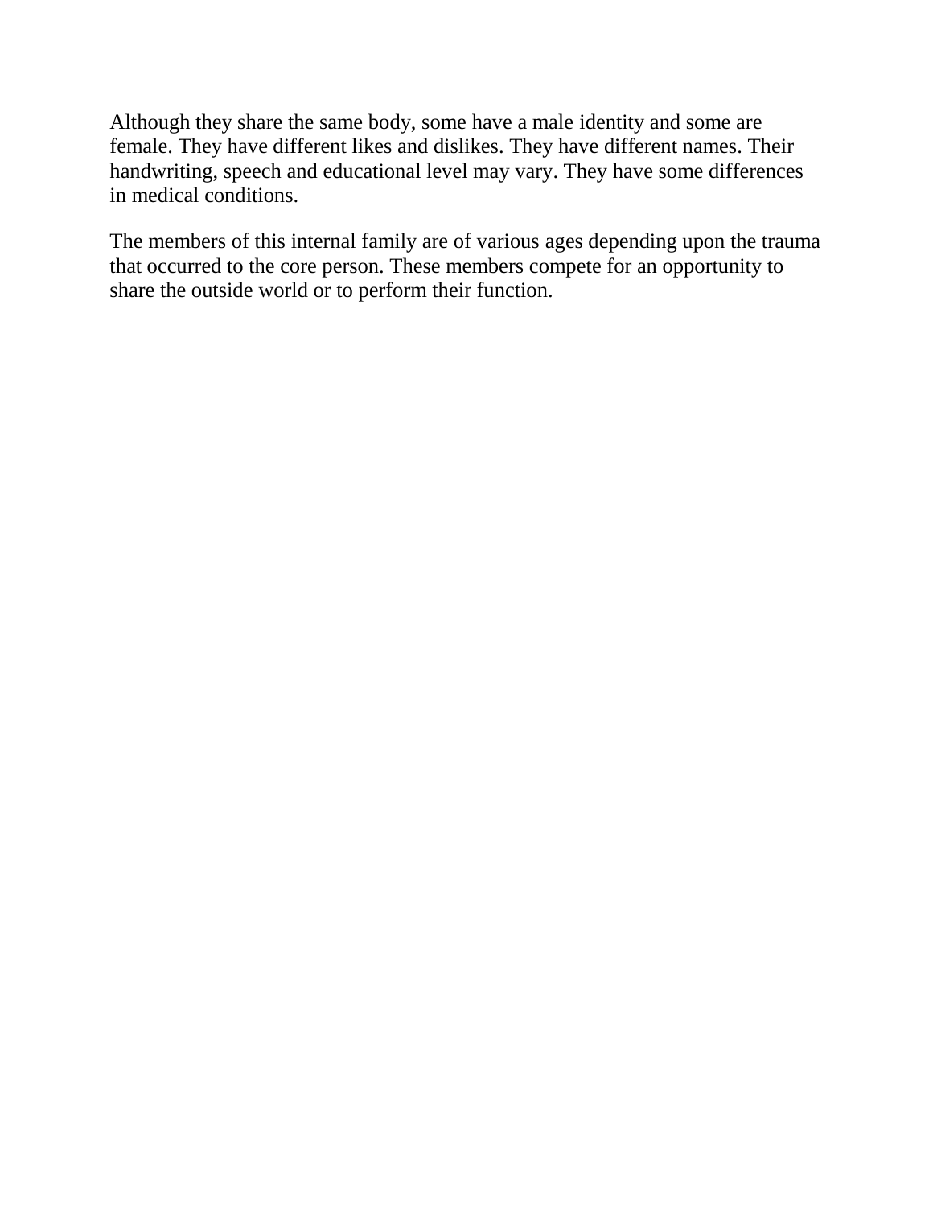Although they share the same body, some have a male identity and some are female. They have different likes and dislikes. They have different names. Their handwriting, speech and educational level may vary. They have some differences in medical conditions.

The members of this internal family are of various ages depending upon the trauma that occurred to the core person. These members compete for an opportunity to share the outside world or to perform their function.